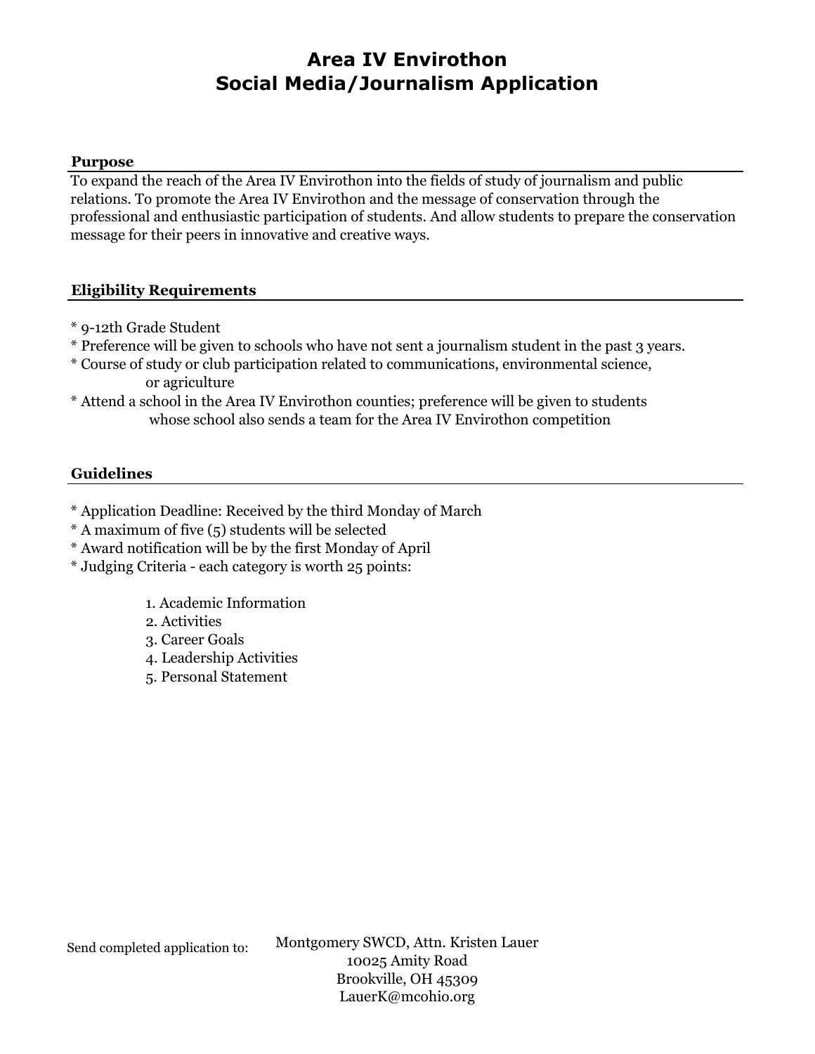# Area IV Envirothon
# Social Media/Journalism Application

### Purpose

To expand the reach of the Area IV Envirothon into the fields of study of journalism and public relations. To promote the Area IV Envirothon and the message of conservation through the professional and enthusiastic participation of students. And allow students to prepare the conservation message for their peers in innovative and creative ways.

### Eligibility Requirements

* 9-12th Grade Student
* Preference will be given to schools who have not sent a journalism student in the past 3 years.
* Course of study or club participation related to communications, environmental science, or agriculture
* Attend a school in the Area IV Envirothon counties; preference will be given to students whose school also sends a team for the Area IV Envirothon competition

### Guidelines

* Application Deadline: Received by the third Monday of March
* A maximum of five (5) students will be selected
* Award notification will be by the first Monday of April
* Judging Criteria - each category is worth 25 points:

    1. Academic Information
    2. Activities
    3. Career Goals
    4. Leadership Activities
    5. Personal Statement

Send completed application to:

Montgomery SWCD, Attn. Kristen Lauer
10025 Amity Road
Brookville, OH 45309
LauerK@mcohio.org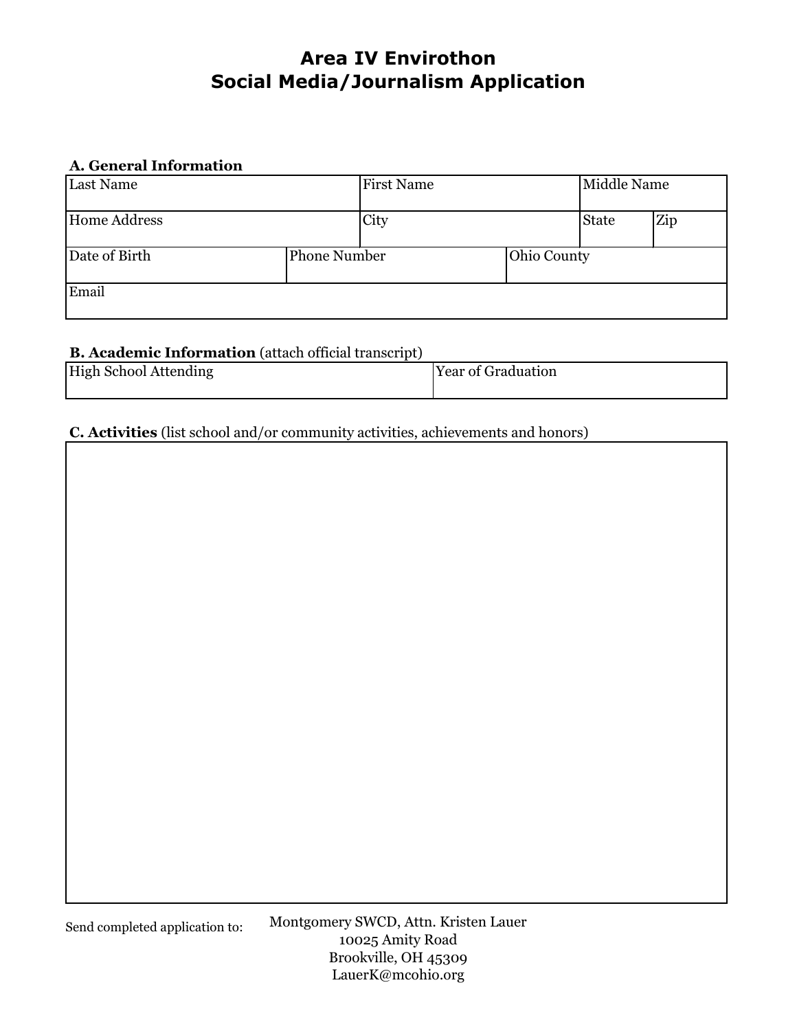# Area IV Envirothon
# Social Media/Journalism Application

**A. General Information**

| Last Name | | First Name | | Middle Name | |
|---|---|---|---|---|---|
| Home Address | | City | | State | Zip |
| Date of Birth | Phone Number | | Ohio County | | |
| Email | | | | | |

**B. Academic Information** (attach official transcript)

| High School Attending | Year of Graduation |
|---|---|
| | |

**C. Activities** (list school and/or community activities, achievements and honors)

| |
|---|
| |

Send completed application to:

Montgomery SWCD, Attn. Kristen Lauer
10025 Amity Road
Brookville, OH 45309
LauerK@mcohio.org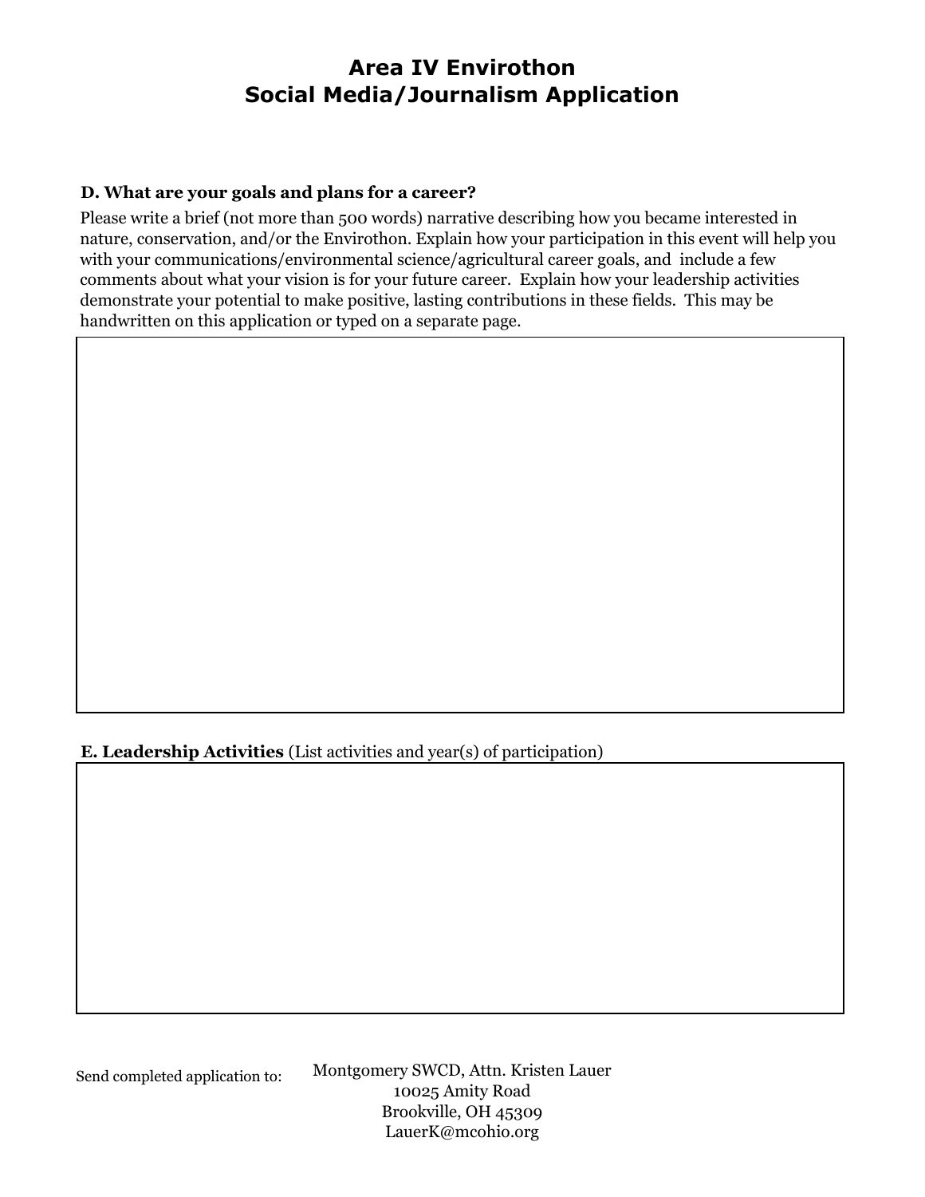# Area IV Envirothon
# Social Media/Journalism Application

**D. What are your goals and plans for a career?**

Please write a brief (not more than 500 words) narrative describing how you became interested in nature, conservation, and/or the Envirothon. Explain how your participation in this event will help you with your communications/environmental science/agricultural career goals, and include a few comments about what your vision is for your future career. Explain how your leadership activities demonstrate your potential to make positive, lasting contributions in these fields. This may be handwritten on this application or typed on a separate page.

**E. Leadership Activities** (List activities and year(s) of participation)

Send completed application to:

Montgomery SWCD, Attn. Kristen Lauer
10025 Amity Road
Brookville, OH 45309
LauerK@mcohio.org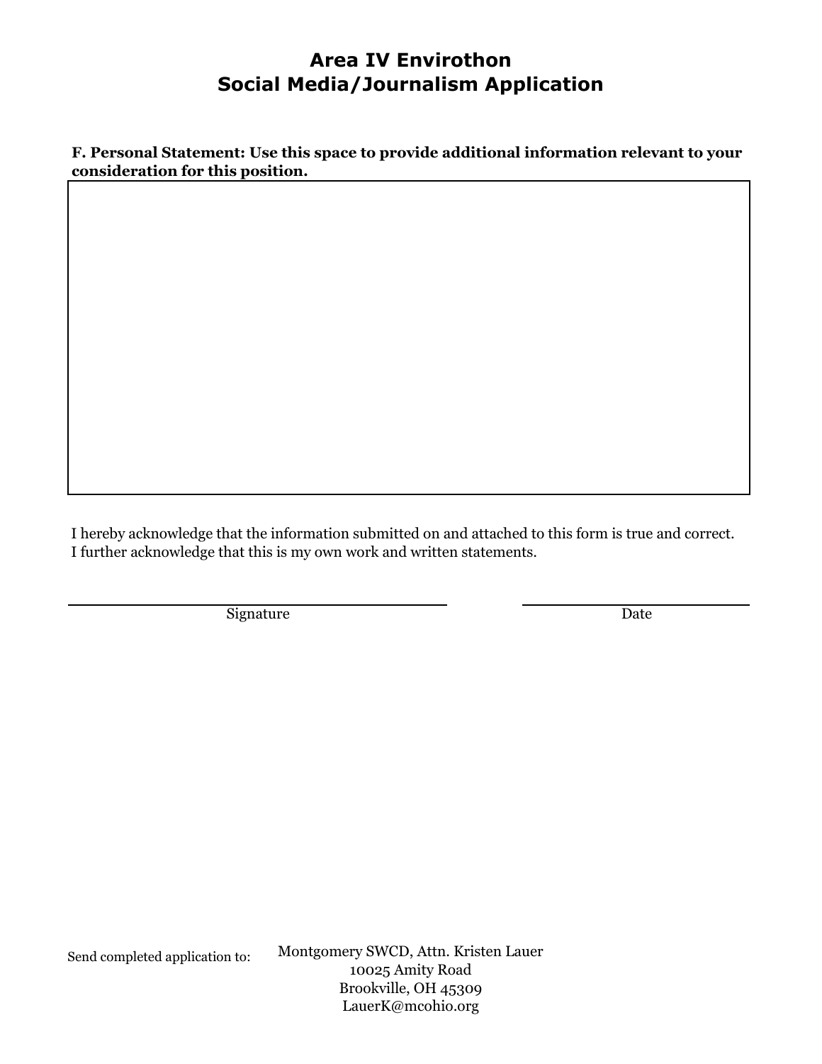# Area IV Envirothon
# Social Media/Journalism Application

**F. Personal Statement: Use this space to provide additional information relevant to your consideration for this position.**

I hereby acknowledge that the information submitted on and attached to this form is true and correct. I further acknowledge that this is my own work and written statements.

Signature ______________________ Date ______________

Send completed application to:

Montgomery SWCD, Attn. Kristen Lauer
10025 Amity Road
Brookville, OH 45309
LauerK@mcohio.org